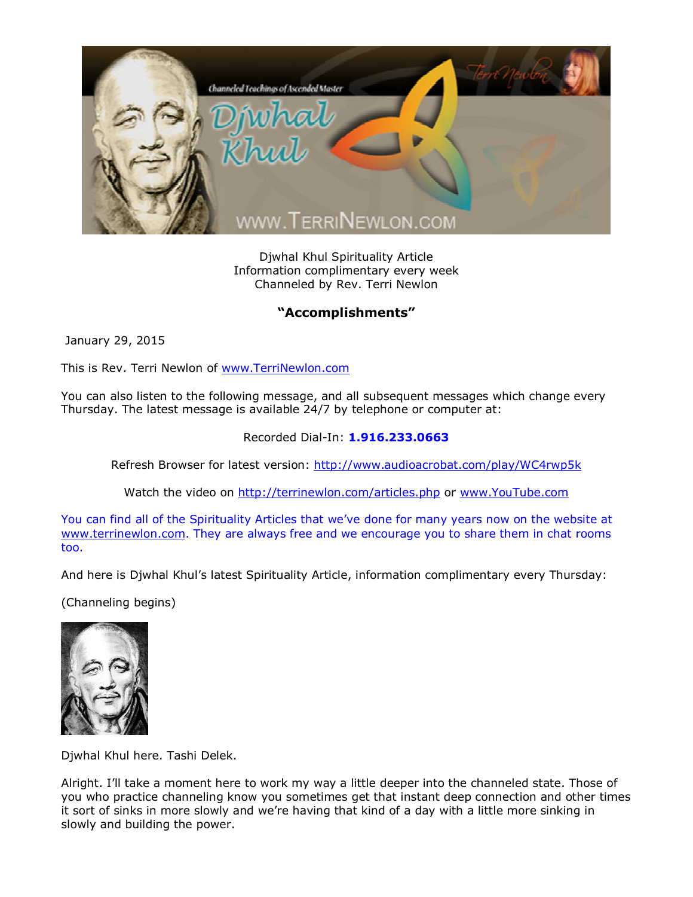Djwhal Khul Spirituality Article
Information complimentary every week
Channeled by Rev. Terri Newlon

## "Accomplishments"

January 29, 2015

This is Rev. Terri Newlon of [www.TerriNewlon.com](http://www.TerriNewlon.com)

You can also listen to the following message, and all subsequent messages which change every Thursday. The latest message is available 24/7 by telephone or computer at:

Recorded Dial-In: **1.916.233.0663**

Refresh Browser for latest version: [http://www.audioacrobat.com/play/WC4rwp5k](http://www.audioacrobat.com/play/WC4rwp5k)

Watch the video on [http://terrinewlon.com/articles.php](http://terrinewlon.com/articles.php) or [www.YouTube.com](http://www.YouTube.com)

You can find all of the Spirituality Articles that we've done for many years now on the website at [www.terrinewlon.com](http://www.terrinewlon.com). They are always free and we encourage you to share them in chat rooms too.

And here is Djwhal Khul's latest Spirituality Article, information complimentary every Thursday:

(Channeling begins)

Djwhal Khul here. Tashi Delek.

Alright. I'll take a moment here to work my way a little deeper into the channeled state. Those of you who practice channeling know you sometimes get that instant deep connection and other times it sort of sinks in more slowly and we're having that kind of a day with a little more sinking in slowly and building the power.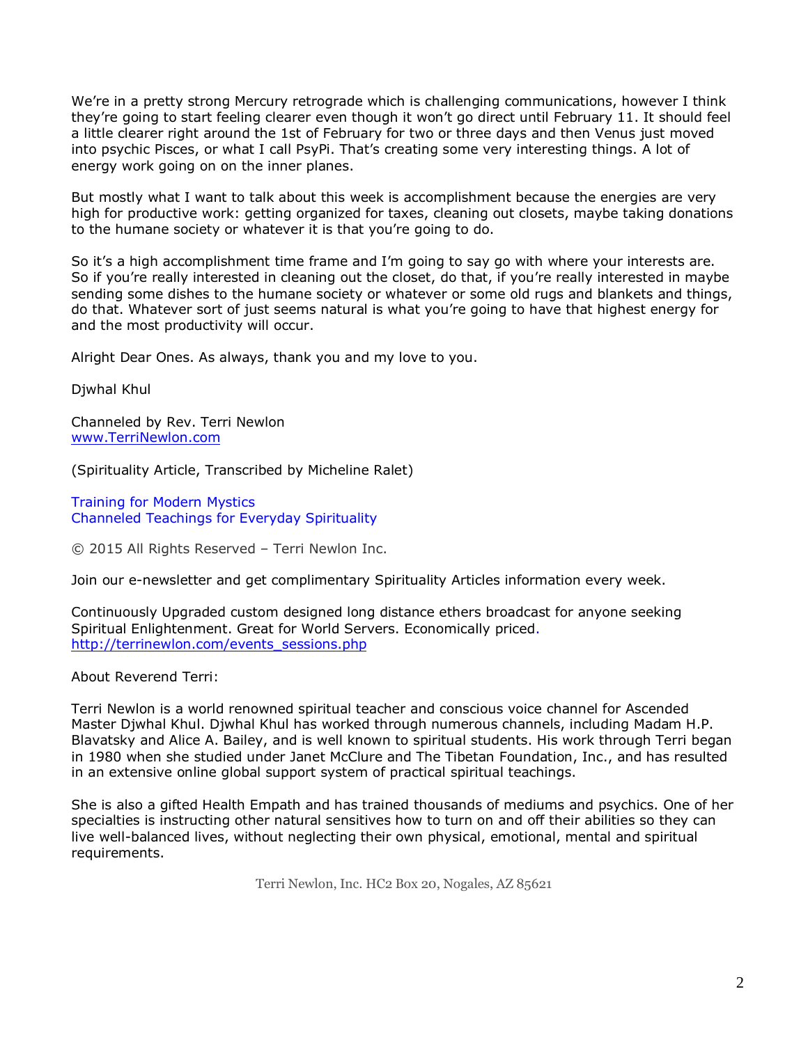We're in a pretty strong Mercury retrograde which is challenging communications, however I think they're going to start feeling clearer even though it won't go direct until February 11. It should feel a little clearer right around the 1st of February for two or three days and then Venus just moved into psychic Pisces, or what I call PsyPi. That's creating some very interesting things. A lot of energy work going on on the inner planes.

But mostly what I want to talk about this week is accomplishment because the energies are very high for productive work: getting organized for taxes, cleaning out closets, maybe taking donations to the humane society or whatever it is that you're going to do.

So it's a high accomplishment time frame and I'm going to say go with where your interests are. So if you're really interested in cleaning out the closet, do that, if you're really interested in maybe sending some dishes to the humane society or whatever or some old rugs and blankets and things, do that. Whatever sort of just seems natural is what you're going to have that highest energy for and the most productivity will occur.

Alright Dear Ones. As always, thank you and my love to you.

Djwhal Khul

Channeled by Rev. Terri Newlon
www.TerriNewlon.com

(Spirituality Article, Transcribed by Micheline Ralet)

Training for Modern Mystics
Channeled Teachings for Everyday Spirituality

© 2015 All Rights Reserved – Terri Newlon Inc.

Join our e-newsletter and get complimentary Spirituality Articles information every week.

Continuously Upgraded custom designed long distance ethers broadcast for anyone seeking Spiritual Enlightenment. Great for World Servers. Economically priced.
http://terrinewlon.com/events_sessions.php

About Reverend Terri:

Terri Newlon is a world renowned spiritual teacher and conscious voice channel for Ascended Master Djwhal Khul. Djwhal Khul has worked through numerous channels, including Madam H.P. Blavatsky and Alice A. Bailey, and is well known to spiritual students. His work through Terri began in 1980 when she studied under Janet McClure and The Tibetan Foundation, Inc., and has resulted in an extensive online global support system of practical spiritual teachings.

She is also a gifted Health Empath and has trained thousands of mediums and psychics. One of her specialties is instructing other natural sensitives how to turn on and off their abilities so they can live well-balanced lives, without neglecting their own physical, emotional, mental and spiritual requirements.

Terri Newlon, Inc. HC2 Box 20, Nogales, AZ 85621